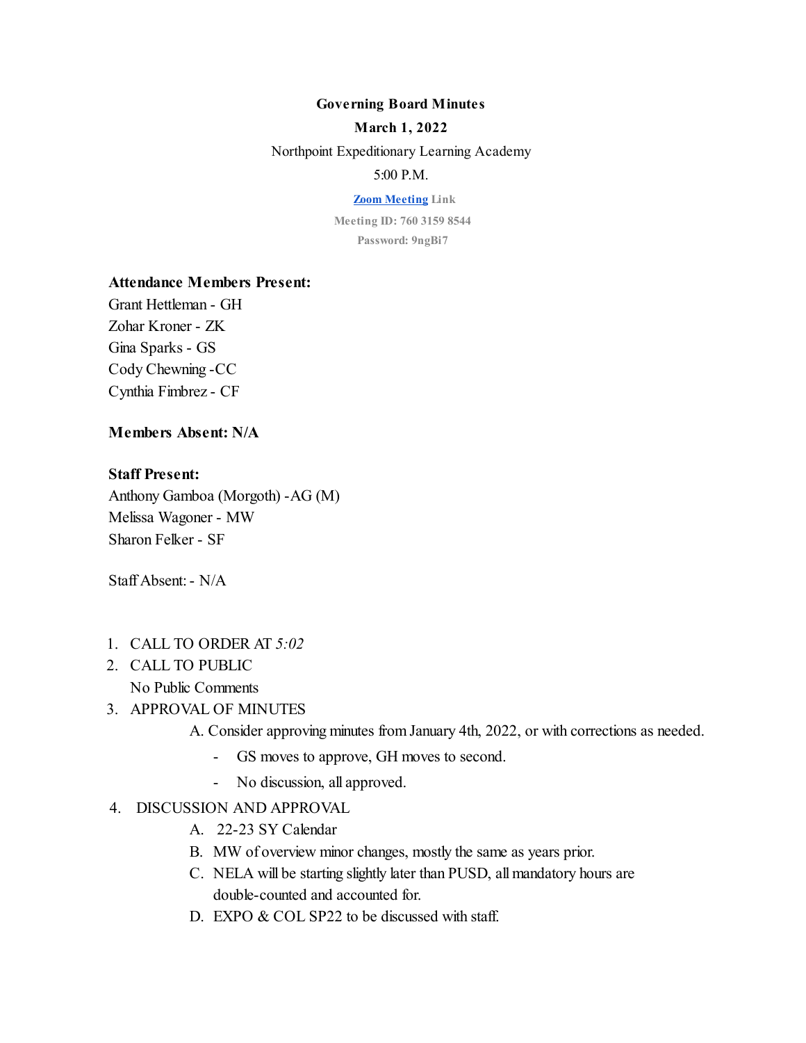**Governing Board Minutes**

**March 1, 2022**

Northpoint Expeditionary Learning Academy

5:00 P.M.

**Zoom Meeting Link**

**Meeting ID: 760 3159 8544**

**Password: 9ngBi7**

**Attendance Members Present:**

Grant Hettleman - GH
Zohar Kroner - ZK
Gina Sparks - GS
Cody Chewning -CC
Cynthia Fimbrez - CF

**Members Absent: N/A**

**Staff Present:**

Anthony Gamboa (Morgoth) -AG (M)
Melissa Wagoner - MW
Sharon Felker - SF

Staff Absent: - N/A

1. CALL TO ORDER AT *5:02*
2. CALL TO PUBLIC
   No Public Comments
3. APPROVAL OF MINUTES
   A. Consider approving minutes from January 4th, 2022, or with corrections as needed.
      - GS moves to approve, GH moves to second.
      - No discussion, all approved.
4. DISCUSSION AND APPROVAL
   A. 22-23 SY Calendar
   B. MW of overview minor changes, mostly the same as years prior.
   C. NELA will be starting slightly later than PUSD, all mandatory hours are double-counted and accounted for.
   D. EXPO & COL SP22 to be discussed with staff.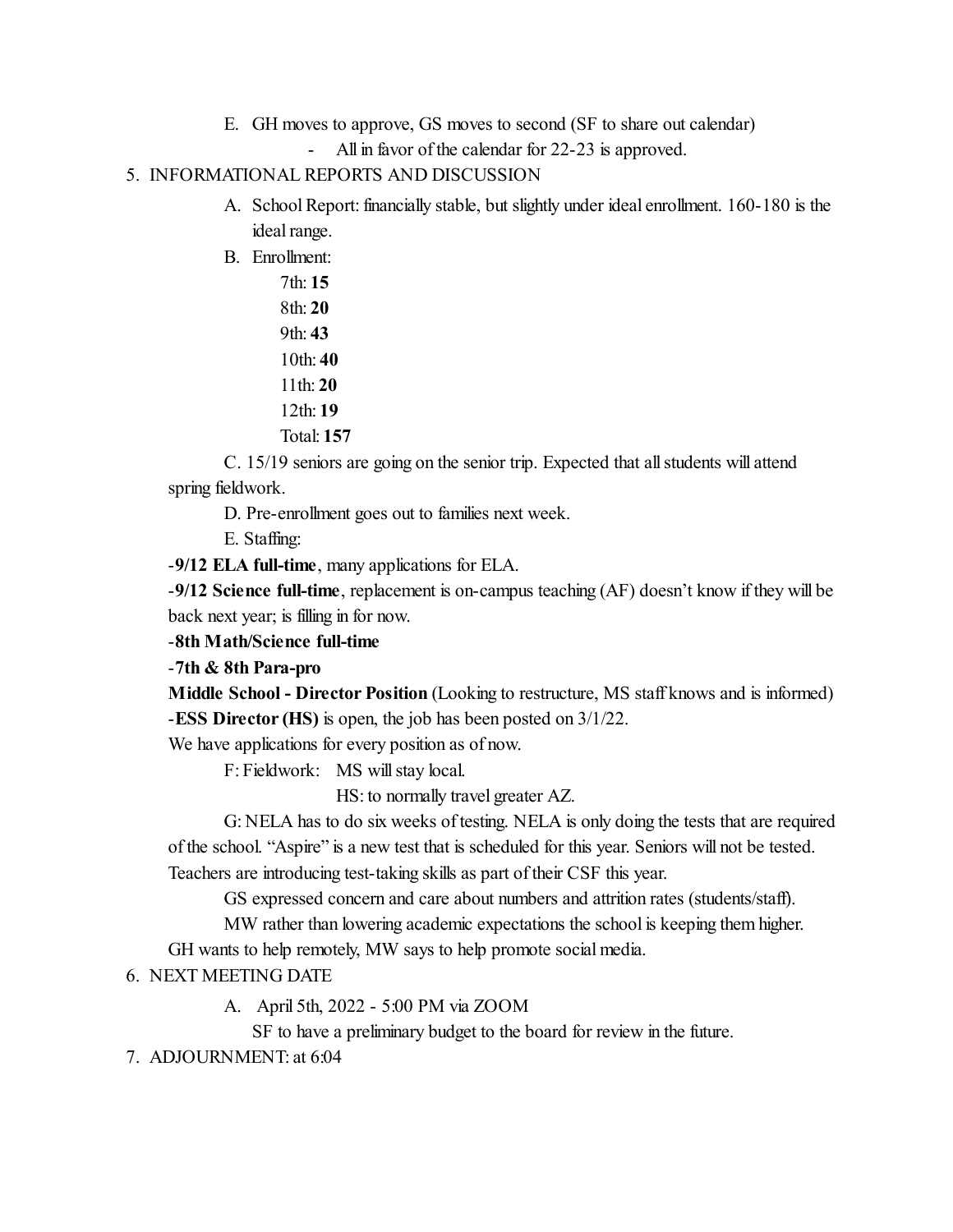E. GH moves to approve, GS moves to second (SF to share out calendar)
   - All in favor of the calendar for 22-23 is approved.

5. INFORMATIONAL REPORTS AND DISCUSSION

A. School Report: financially stable, but slightly under ideal enrollment. 160-180 is the ideal range.

B. Enrollment:

7th: **15**
8th: **20**
9th: **43**
10th: **40**
11th: **20**
12th: **19**
Total: **157**

C. 15/19 seniors are going on the senior trip. Expected that all students will attend spring fieldwork.

D. Pre-enrollment goes out to families next week.

E. Staffing:

-**9/12 ELA full-time**, many applications for ELA.
-**9/12 Science full-time**, replacement is on-campus teaching (AF) doesn't know if they will be back next year; is filling in for now.
-**8th Math/Science full-time**
-**7th & 8th Para-pro**
**Middle School - Director Position** (Looking to restructure, MS staff knows and is informed)
-**ESS Director (HS)** is open, the job has been posted on 3/1/22.
We have applications for every position as of now.

F: Fieldwork: MS will stay local.
HS: to normally travel greater AZ.

G: NELA has to do six weeks of testing. NELA is only doing the tests that are required of the school. "Aspire" is a new test that is scheduled for this year. Seniors will not be tested. Teachers are introducing test-taking skills as part of their CSF this year.

GS expressed concern and care about numbers and attrition rates (students/staff).

MW rather than lowering academic expectations the school is keeping them higher.

GH wants to help remotely, MW says to help promote social media.

6. NEXT MEETING DATE

A. April 5th, 2022 - 5:00 PM via ZOOM
   SF to have a preliminary budget to the board for review in the future.

7. ADJOURNMENT: at 6:04